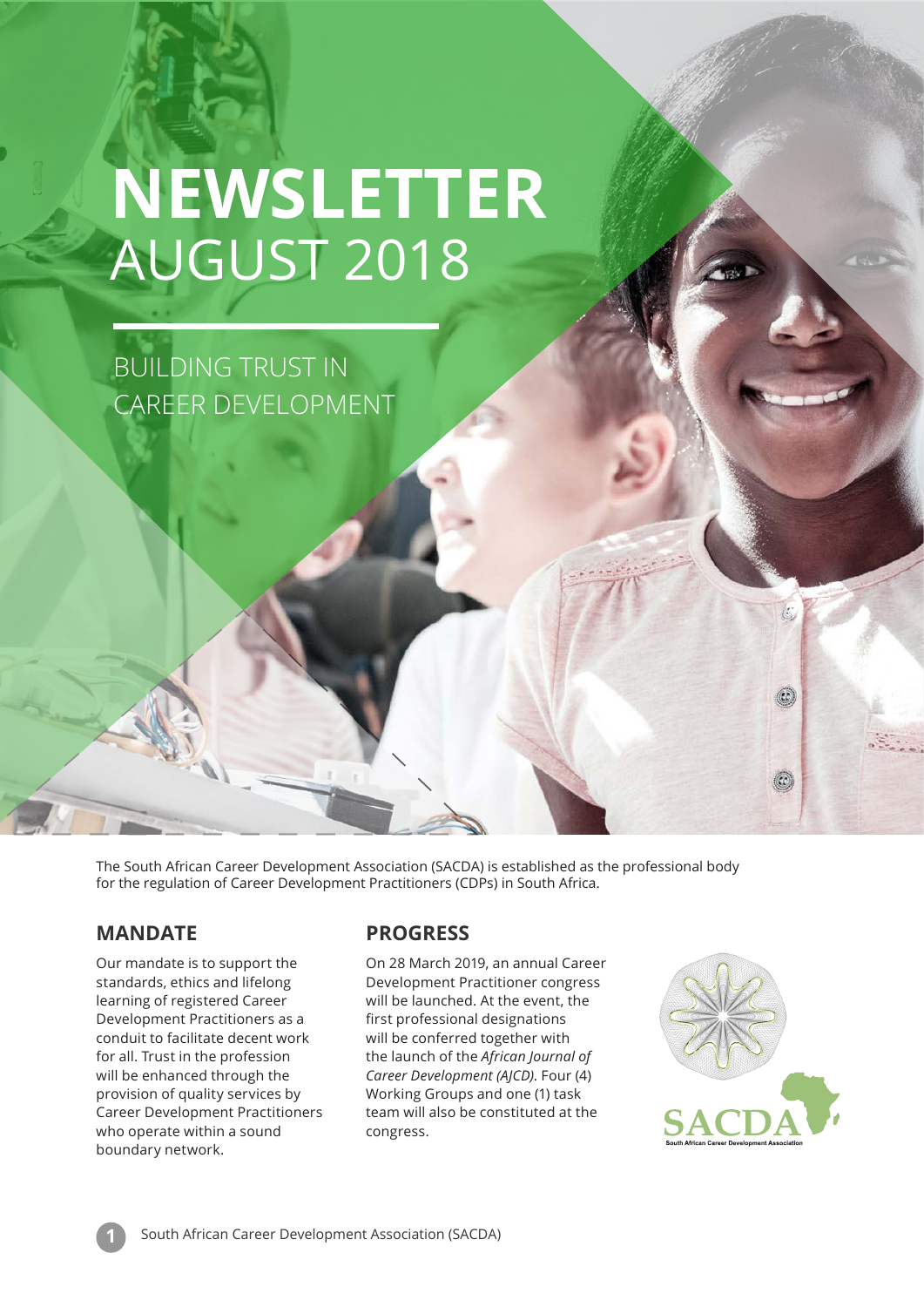# NEWSLETTER
# AUGUST 2018

BUILDING TRUST IN CAREER DEVELOPMENT

The South African Career Development Association (SACDA) is established as the professional body for the regulation of Career Development Practitioners (CDPs) in South Africa.

## MANDATE

Our mandate is to support the standards, ethics and lifelong learning of registered Career Development Practitioners as a conduit to facilitate decent work for all. Trust in the profession will be enhanced through the provision of quality services by Career Development Practitioners who operate within a sound boundary network.

## PROGRESS

On 28 March 2019, an annual Career Development Practitioner congress will be launched. At the event, the first professional designations will be conferred together with the launch of the *African Journal of Career Development (AJCD)*. Four (4) Working Groups and one (1) task team will also be constituted at the congress.

SACDA
South African Career Development Association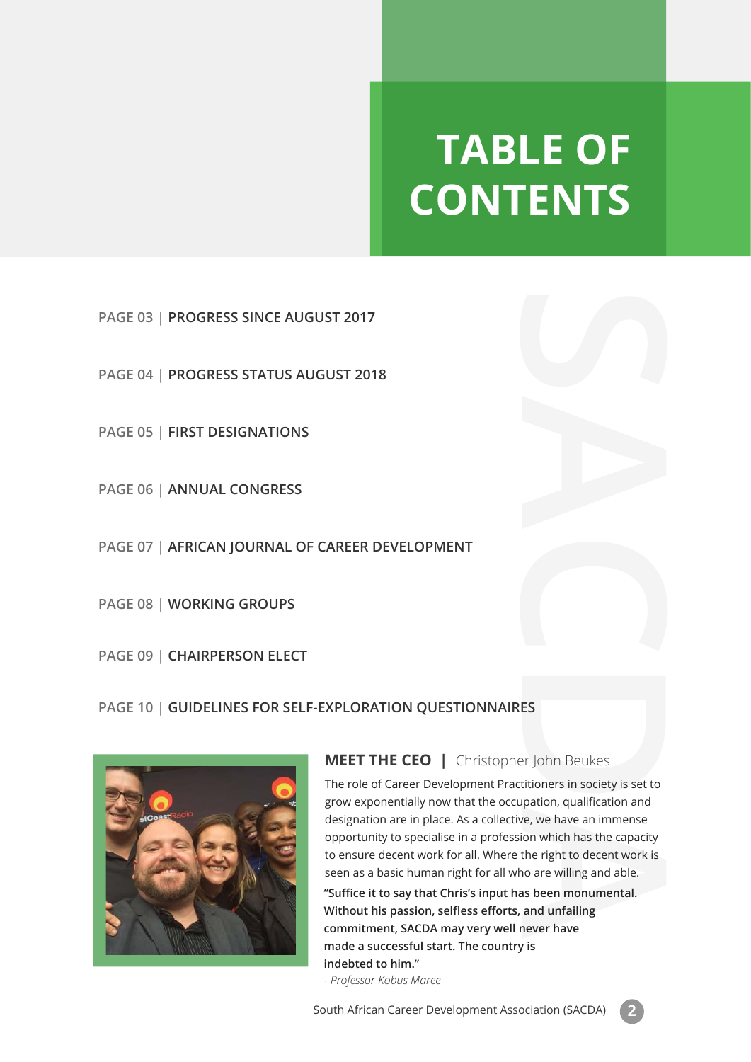# TABLE OF CONTENTS

PAGE 03 | **PROGRESS SINCE AUGUST 2017**

PAGE 04 | **PROGRESS STATUS AUGUST 2018**

PAGE 05 | **FIRST DESIGNATIONS**

PAGE 06 | **ANNUAL CONGRESS**

PAGE 07 | **AFRICAN JOURNAL OF CAREER DEVELOPMENT**

PAGE 08 | **WORKING GROUPS**

PAGE 09 | **CHAIRPERSON ELECT**

PAGE 10 | **GUIDELINES FOR SELF-EXPLORATION QUESTIONNAIRES**

## MEET THE CEO | Christopher John Beukes

The role of Career Development Practitioners in society is set to grow exponentially now that the occupation, qualification and designation are in place. As a collective, we have an immense opportunity to specialise in a profession which has the capacity to ensure decent work for all. Where the right to decent work is seen as a basic human right for all who are willing and able.

**"Suffice it to say that Chris's input has been monumental. Without his passion, selfless efforts, and unfailing commitment, SACDA may very well never have made a successful start. The country is indebted to him."**

*- Professor Kobus Maree*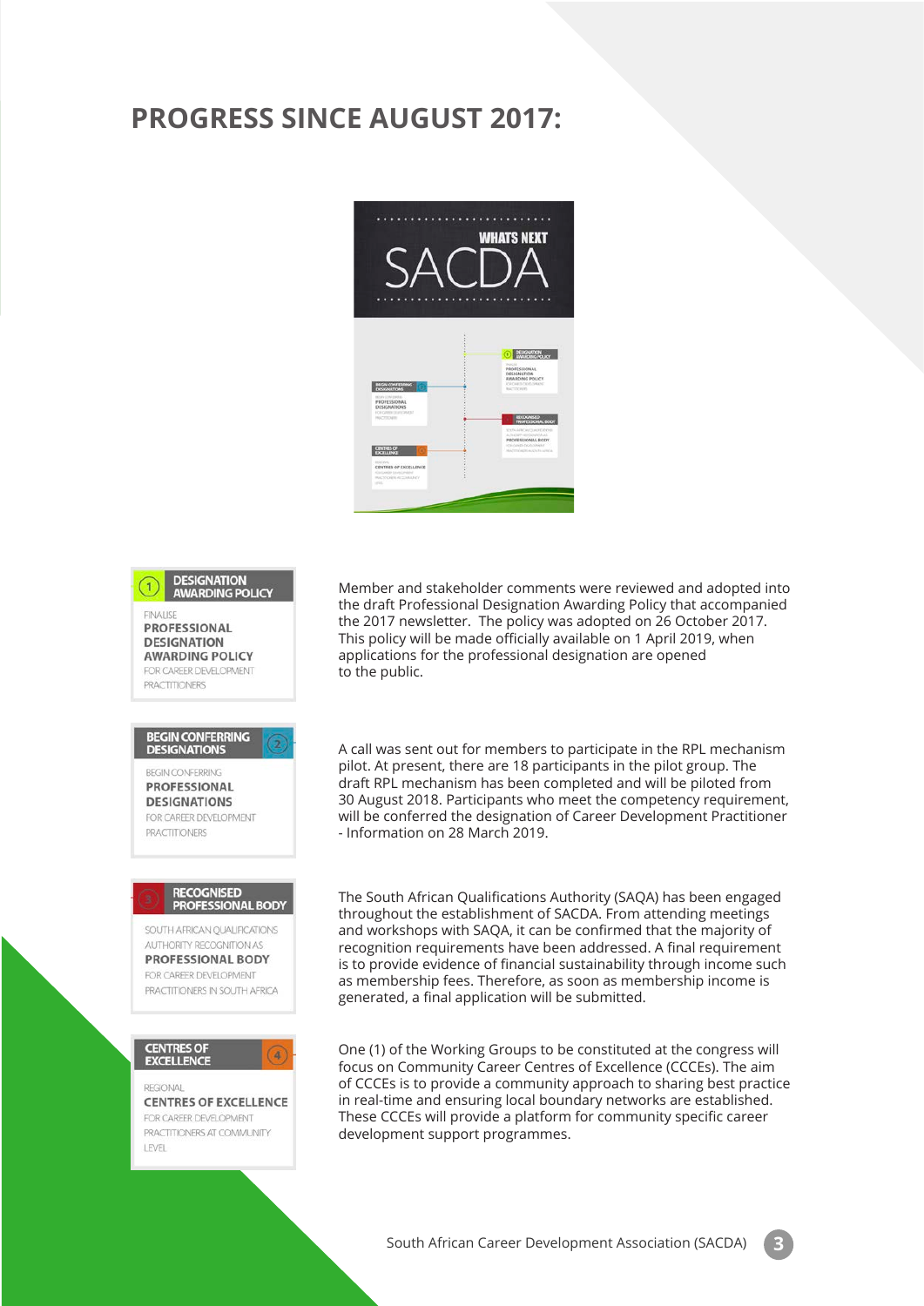# PROGRESS SINCE AUGUST 2017:

**1 DESIGNATION AWARDING POLICY**

FINALISE **PROFESSIONAL DESIGNATION AWARDING POLICY** FOR CAREER DEVELOPMENT PRACTITIONERS

Member and stakeholder comments were reviewed and adopted into the draft Professional Designation Awarding Policy that accompanied the 2017 newsletter. The policy was adopted on 26 October 2017. This policy will be made officially available on 1 April 2019, when applications for the professional designation are opened to the public.

**2 BEGIN CONFERRING DESIGNATIONS**

BEGIN CONFERRING **PROFESSIONAL DESIGNATIONS** FOR CAREER DEVELOPMENT PRACTITIONERS

A call was sent out for members to participate in the RPL mechanism pilot. At present, there are 18 participants in the pilot group. The draft RPL mechanism has been completed and will be piloted from 30 August 2018. Participants who meet the competency requirement, will be conferred the designation of Career Development Practitioner - Information on 28 March 2019.

**3 RECOGNISED PROFESSIONAL BODY**

SOUTH AFRICAN QUALIFICATIONS AUTHORITY RECOGNITION AS **PROFESSIONAL BODY** FOR CAREER DEVELOPMENT PRACTITIONERS IN SOUTH AFRICA

The South African Qualifications Authority (SAQA) has been engaged throughout the establishment of SACDA. From attending meetings and workshops with SAQA, it can be confirmed that the majority of recognition requirements have been addressed. A final requirement is to provide evidence of financial sustainability through income such as membership fees. Therefore, as soon as membership income is generated, a final application will be submitted.

**4 CENTRES OF EXCELLENCE**

REGIONAL **CENTRES OF EXCELLENCE** FOR CAREER DEVELOPMENT PRACTITIONERS AT COMMUNITY LEVEL

One (1) of the Working Groups to be constituted at the congress will focus on Community Career Centres of Excellence (CCCEs). The aim of CCCEs is to provide a community approach to sharing best practice in real-time and ensuring local boundary networks are established. These CCCEs will provide a platform for community specific career development support programmes.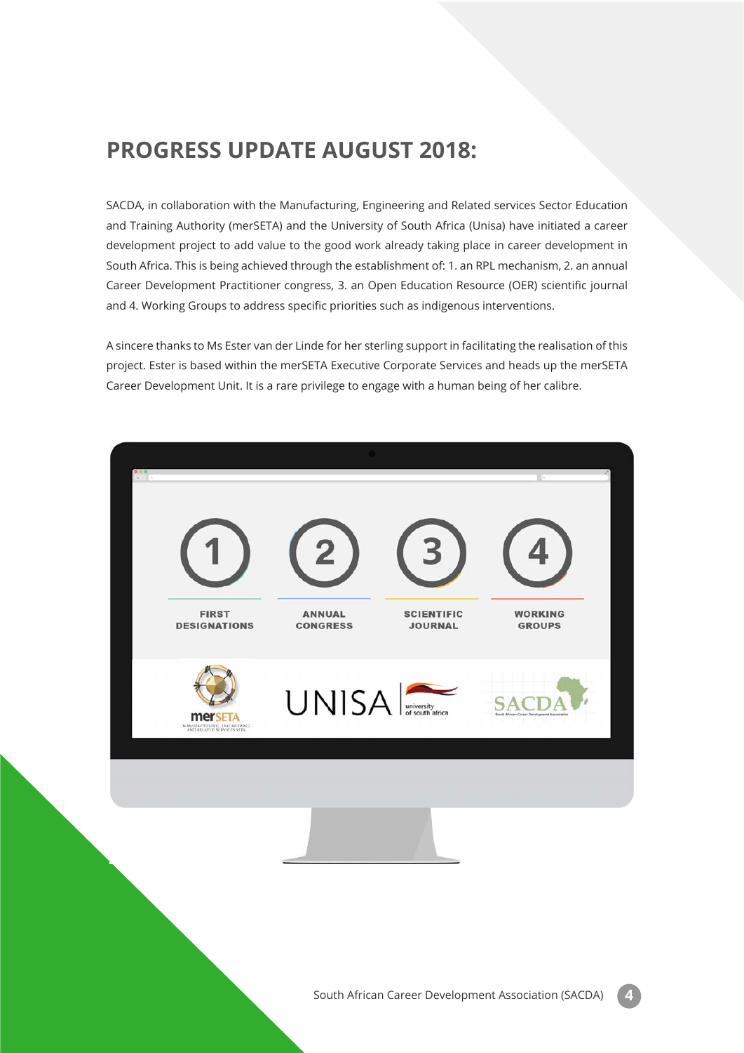## PROGRESS UPDATE AUGUST 2018:

SACDA, in collaboration with the Manufacturing, Engineering and Related services Sector Education and Training Authority (merSETA) and the University of South Africa (Unisa) have initiated a career development project to add value to the good work already taking place in career development in South Africa. This is being achieved through the establishment of: 1. an RPL mechanism, 2. an annual Career Development Practitioner congress, 3. an Open Education Resource (OER) scientific journal and 4. Working Groups to address specific priorities such as indigenous interventions.

A sincere thanks to Ms Ester van der Linde for her sterling support in facilitating the realisation of this project. Ester is based within the merSETA Executive Corporate Services and heads up the merSETA Career Development Unit. It is a rare privilege to engage with a human being of her calibre.

1. FIRST DESIGNATIONS
2. ANNUAL CONGRESS
3. SCIENTIFIC JOURNAL
4. WORKING GROUPS

merSETA — MANUFACTURING, ENGINEERING AND RELATED SERVICES SETA

UNISA university of south africa

SACDA South African Career Development Association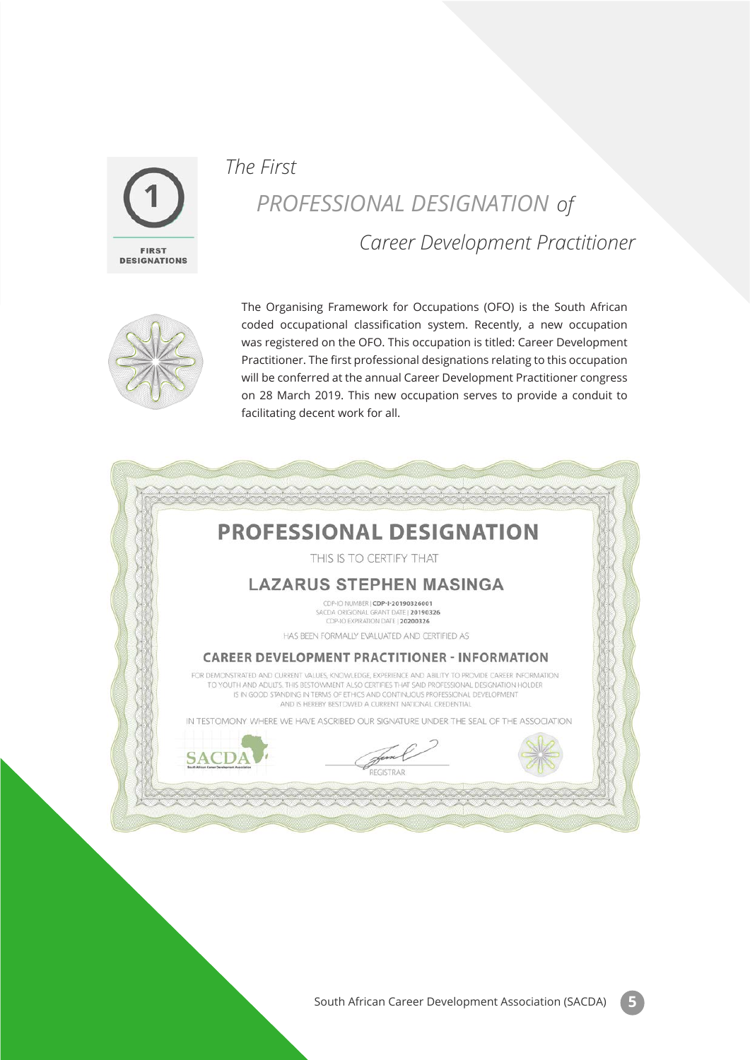1

FIRST DESIGNATIONS

*The First*

# *PROFESSIONAL DESIGNATION of Career Development Practitioner*

The Organising Framework for Occupations (OFO) is the South African coded occupational classification system. Recently, a new occupation was registered on the OFO. This occupation is titled: Career Development Practitioner. The first professional designations relating to this occupation will be conferred at the annual Career Development Practitioner congress on 28 March 2019. This new occupation serves to provide a conduit to facilitating decent work for all.

## PROFESSIONAL DESIGNATION

THIS IS TO CERTIFY THAT

### LAZARUS STEPHEN MASINGA

CDP-IO NUMBER | **CDP-I-20190326001**
SACDA ORIGINAL GRANT DATE | **20190326**
CDP-IO EXPIRATION DATE | **20200326**

HAS BEEN FORMALLY EVALUATED AND CERTIFIED AS

### CAREER DEVELOPMENT PRACTITIONER - INFORMATION

FOR DEMONSTRATED AND CURRENT VALUES, KNOWLEDGE, EXPERIENCE AND ABILITY TO PROVIDE CAREER INFORMATION TO YOUTH AND ADULTS. THIS BESTOWMENT ALSO CERTIFIES THAT SAID PROFESSIONAL DESIGNATION HOLDER IS IN GOOD STANDING IN TERMS OF ETHICS AND CONTINUOUS PROFESSIONAL DEVELOPMENT AND IS HEREBY BESTOWED A CURRENT NATIONAL CREDENTIAL

IN TESTOMONY WHERE WE HAVE ASCRIBED OUR SIGNATURE UNDER THE SEAL OF THE ASSOCIATION

SACDA
South African Career Development Association

REGISTRAR

South African Career Development Association (SACDA)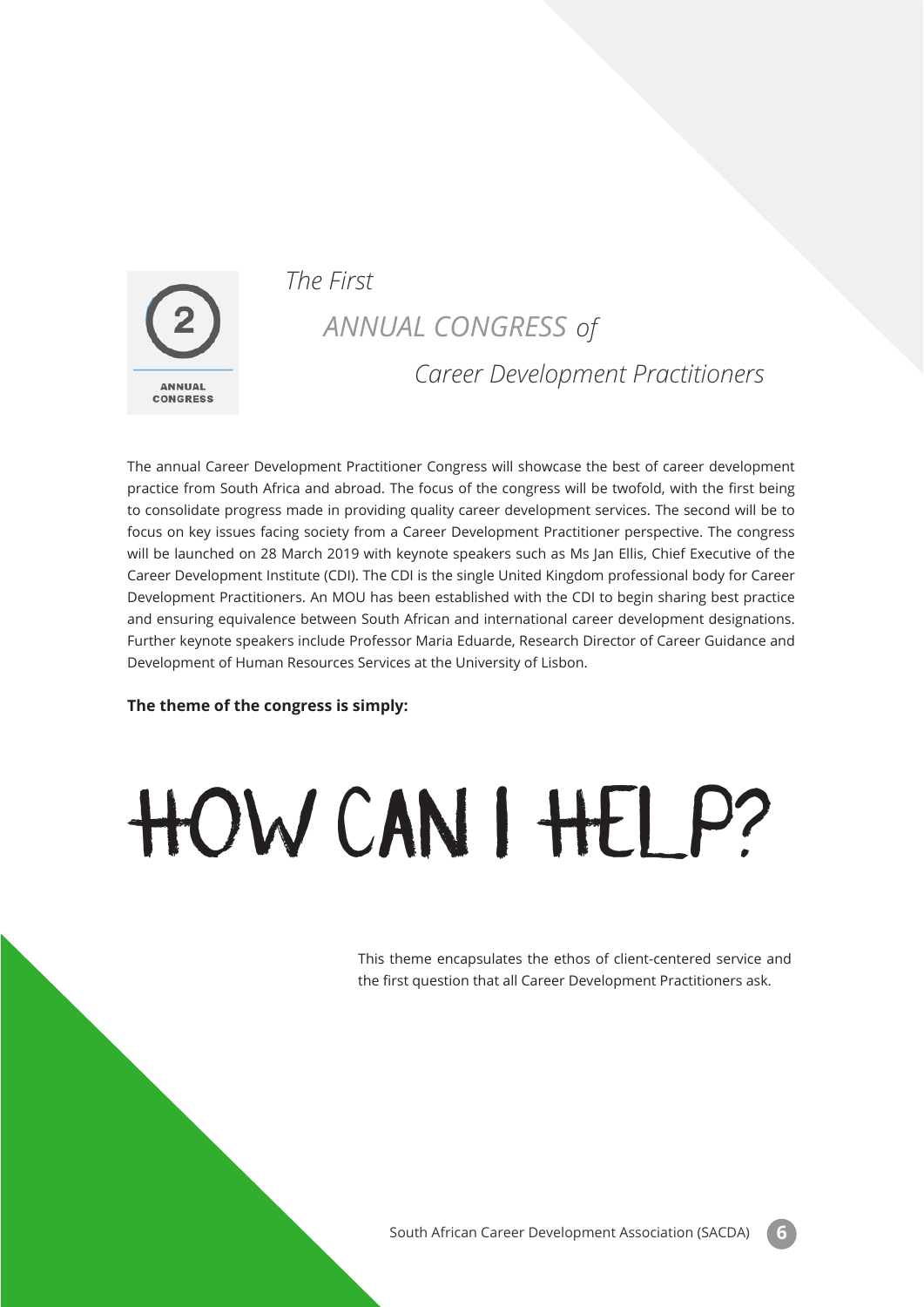2

ANNUAL CONGRESS

# *The First ANNUAL CONGRESS of Career Development Practitioners*

The annual Career Development Practitioner Congress will showcase the best of career development practice from South Africa and abroad. The focus of the congress will be twofold, with the first being to consolidate progress made in providing quality career development services. The second will be to focus on key issues facing society from a Career Development Practitioner perspective. The congress will be launched on 28 March 2019 with keynote speakers such as Ms Jan Ellis, Chief Executive of the Career Development Institute (CDI). The CDI is the single United Kingdom professional body for Career Development Practitioners. An MOU has been established with the CDI to begin sharing best practice and ensuring equivalence between South African and international career development designations. Further keynote speakers include Professor Maria Eduarde, Research Director of Career Guidance and Development of Human Resources Services at the University of Lisbon.

**The theme of the congress is simply:**

# HOW CAN I HELP?

This theme encapsulates the ethos of client-centered service and the first question that all Career Development Practitioners ask.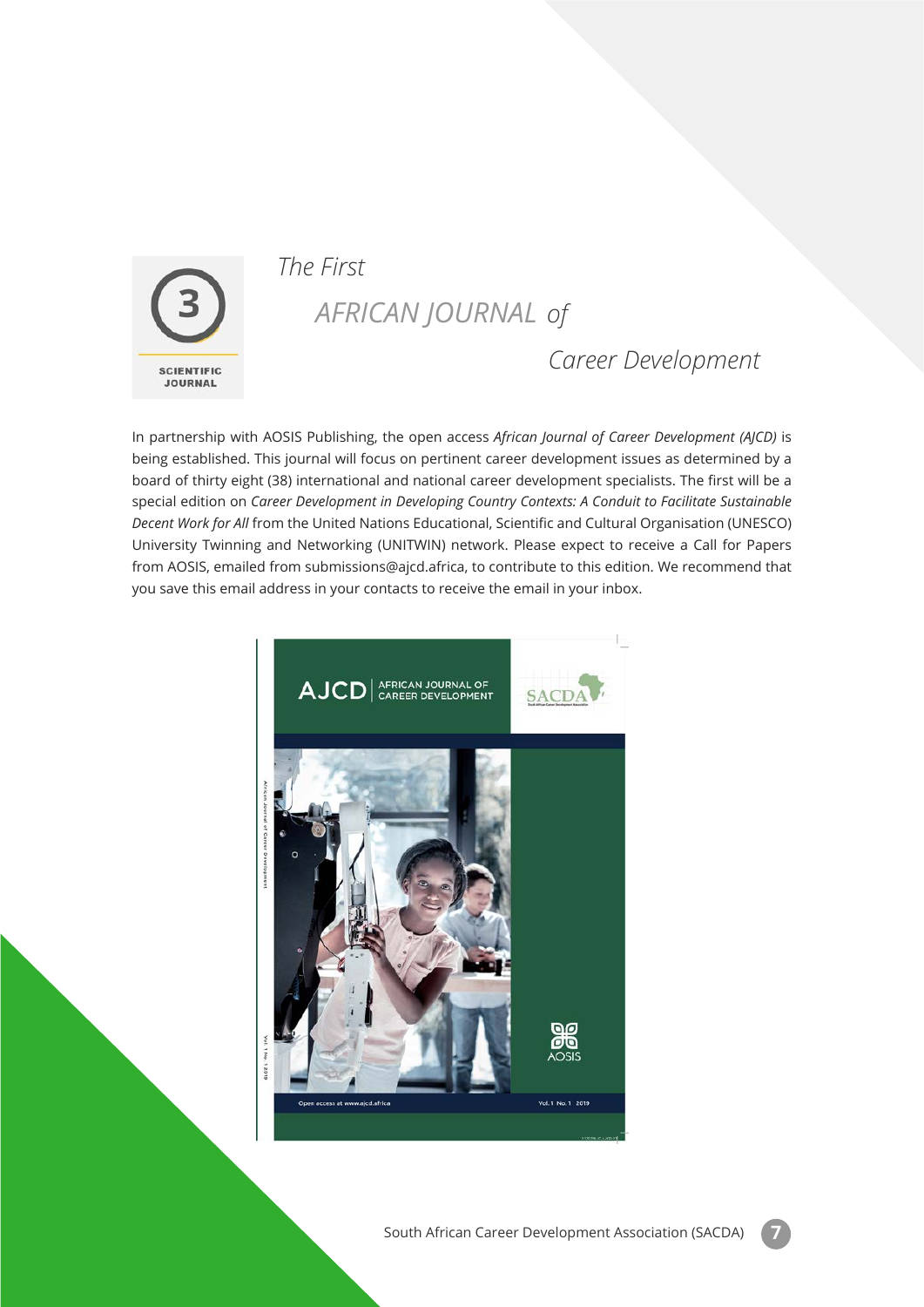3

SCIENTIFIC JOURNAL

# *The First AFRICAN JOURNAL of Career Development*

In partnership with AOSIS Publishing, the open access *African Journal of Career Development (AJCD)* is being established. This journal will focus on pertinent career development issues as determined by a board of thirty eight (38) international and national career development specialists. The first will be a special edition on *Career Development in Developing Country Contexts: A Conduit to Facilitate Sustainable Decent Work for All* from the United Nations Educational, Scientific and Cultural Organisation (UNESCO) University Twinning and Networking (UNITWIN) network. Please expect to receive a Call for Papers from AOSIS, emailed from submissions@ajcd.africa, to contribute to this edition. We recommend that you save this email address in your contacts to receive the email in your inbox.

AJCD | AFRICAN JOURNAL OF CAREER DEVELOPMENT

SACDA

AOSIS

Open access at www.ajcd.africa

Vol. 1 No. 1 2019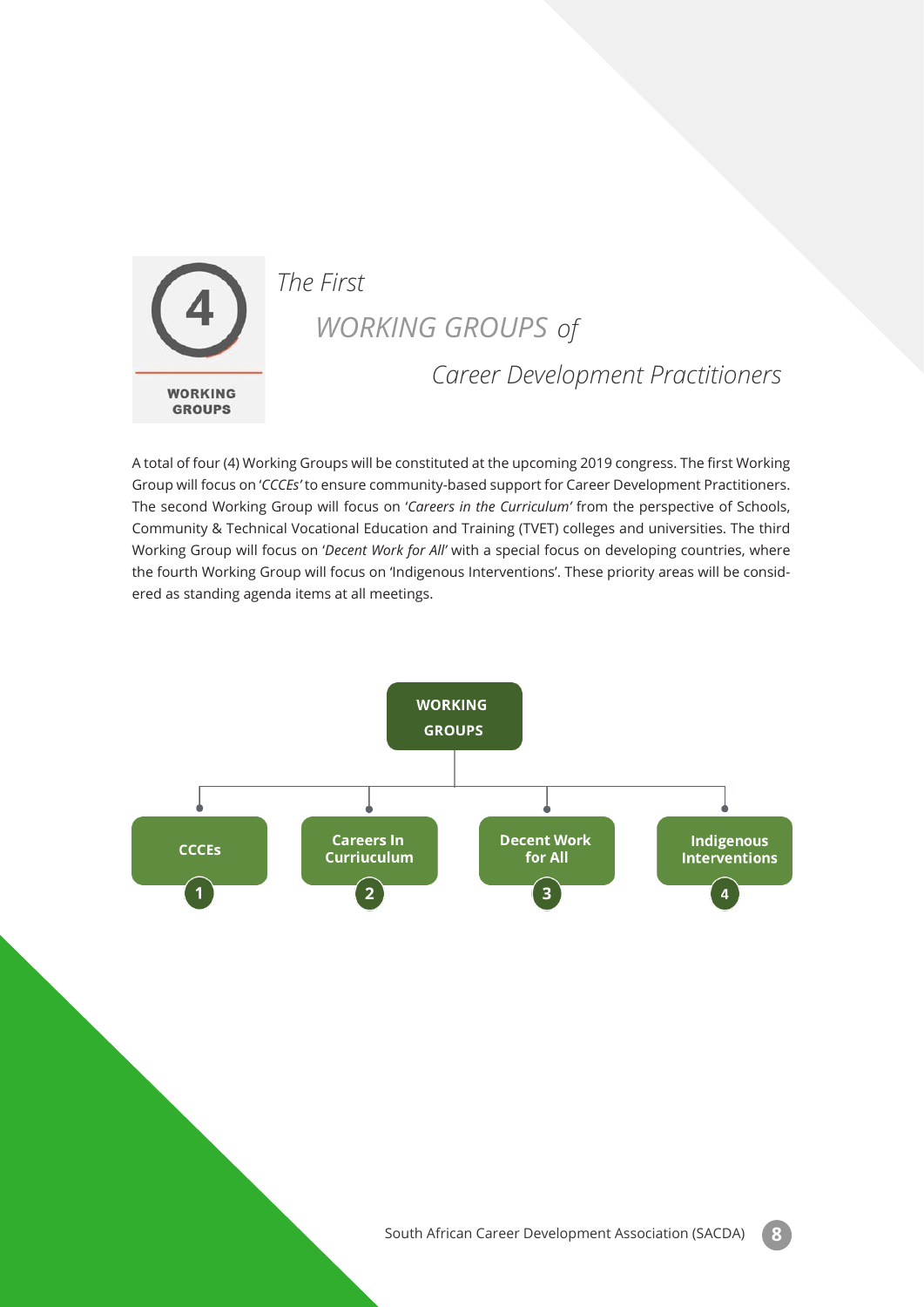**4 WORKING GROUPS**

# *The First WORKING GROUPS of Career Development Practitioners*

A total of four (4) Working Groups will be constituted at the upcoming 2019 congress. The first Working Group will focus on '*CCCEs'* to ensure community-based support for Career Development Practitioners. The second Working Group will focus on '*Careers in the Curriculum'* from the perspective of Schools, Community & Technical Vocational Education and Training (TVET) colleges and universities. The third Working Group will focus on '*Decent Work for All'* with a special focus on developing countries, where the fourth Working Group will focus on 'Indigenous Interventions'. These priority areas will be considered as standing agenda items at all meetings.

**WORKING GROUPS**

1. **CCCEs**
2. **Careers In Curriuculum**
3. **Decent Work for All**
4. **Indigenous Interventions**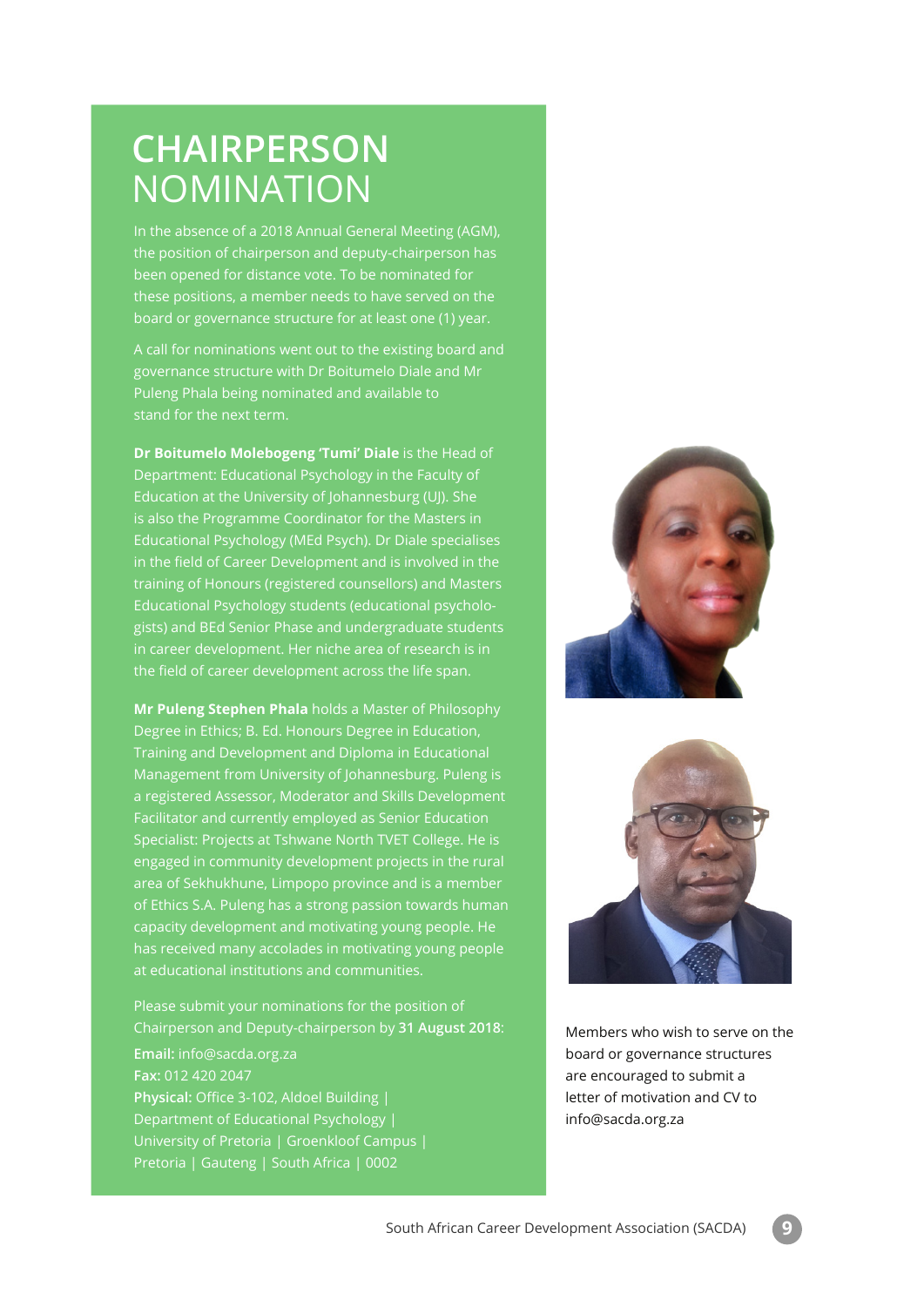# CHAIRPERSON NOMINATION

In the absence of a 2018 Annual General Meeting (AGM), the position of chairperson and deputy-chairperson has been opened for distance vote. To be nominated for these positions, a member needs to have served on the board or governance structure for at least one (1) year.

A call for nominations went out to the existing board and governance structure with Dr Boitumelo Diale and Mr Puleng Phala being nominated and available to stand for the next term.

**Dr Boitumelo Molebogeng 'Tumi' Diale** is the Head of Department: Educational Psychology in the Faculty of Education at the University of Johannesburg (UJ). She is also the Programme Coordinator for the Masters in Educational Psychology (MEd Psych). Dr Diale specialises in the field of Career Development and is involved in the training of Honours (registered counsellors) and Masters Educational Psychology students (educational psychologists) and BEd Senior Phase and undergraduate students in career development. Her niche area of research is in the field of career development across the life span.

**Mr Puleng Stephen Phala** holds a Master of Philosophy Degree in Ethics; B. Ed. Honours Degree in Education, Training and Development and Diploma in Educational Management from University of Johannesburg. Puleng is a registered Assessor, Moderator and Skills Development Facilitator and currently employed as Senior Education Specialist: Projects at Tshwane North TVET College. He is engaged in community development projects in the rural area of Sekhukhune, Limpopo province and is a member of Ethics S.A. Puleng has a strong passion towards human capacity development and motivating young people. He has received many accolades in motivating young people at educational institutions and communities.

Please submit your nominations for the position of Chairperson and Deputy-chairperson by **31 August 2018**:

**Email:** info@sacda.org.za
**Fax:** 012 420 2047
**Physical:** Office 3-102, Aldoel Building | Department of Educational Psychology | University of Pretoria | Groenkloof Campus | Pretoria | Gauteng | South Africa | 0002

Members who wish to serve on the board or governance structures are encouraged to submit a letter of motivation and CV to info@sacda.org.za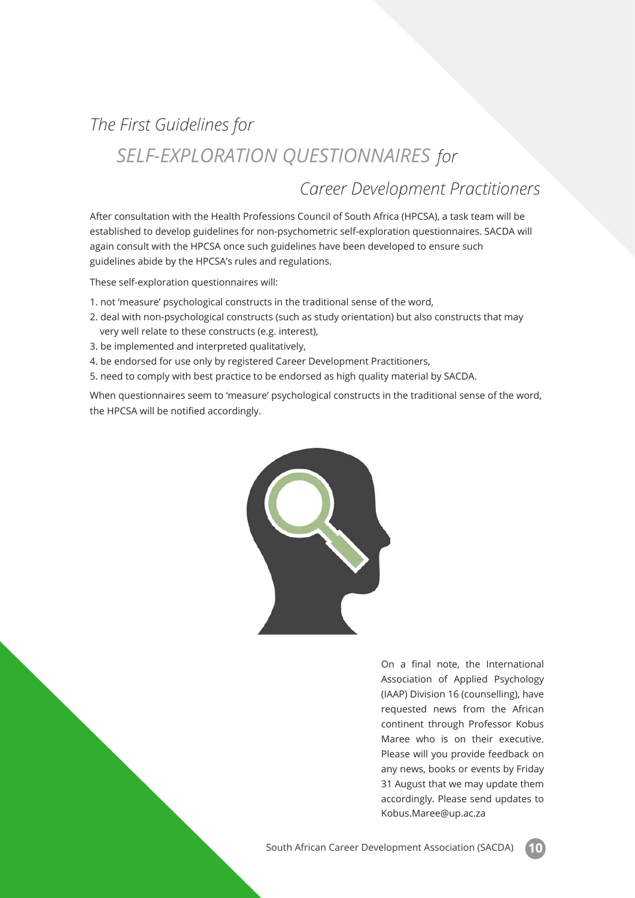# *The First Guidelines for SELF-EXPLORATION QUESTIONNAIRES for Career Development Practitioners*

After consultation with the Health Professions Council of South Africa (HPCSA), a task team will be established to develop guidelines for non-psychometric self-exploration questionnaires. SACDA will again consult with the HPCSA once such guidelines have been developed to ensure such guidelines abide by the HPCSA's rules and regulations.

These self-exploration questionnaires will:

1. not 'measure' psychological constructs in the traditional sense of the word,
2. deal with non-psychological constructs (such as study orientation) but also constructs that may very well relate to these constructs (e.g. interest),
3. be implemented and interpreted qualitatively,
4. be endorsed for use only by registered Career Development Practitioners,
5. need to comply with best practice to be endorsed as high quality material by SACDA.

When questionnaires seem to 'measure' psychological constructs in the traditional sense of the word, the HPCSA will be notified accordingly.

On a final note, the International Association of Applied Psychology (IAAP) Division 16 (counselling), have requested news from the African continent through Professor Kobus Maree who is on their executive. Please will you provide feedback on any news, books or events by Friday 31 August that we may update them accordingly. Please send updates to Kobus.Maree@up.ac.za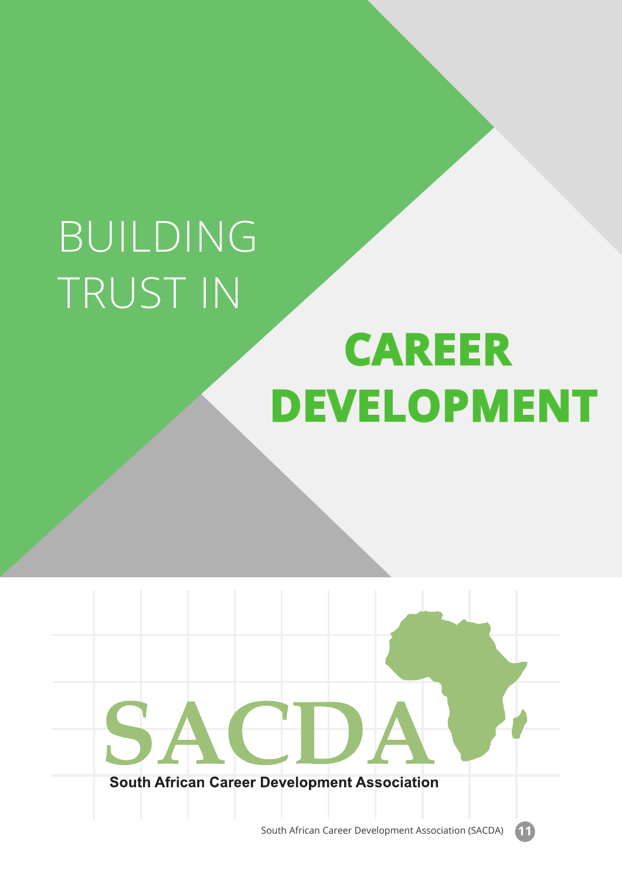# BUILDING TRUST IN

# CAREER DEVELOPMENT

SACDA

South African Career Development Association